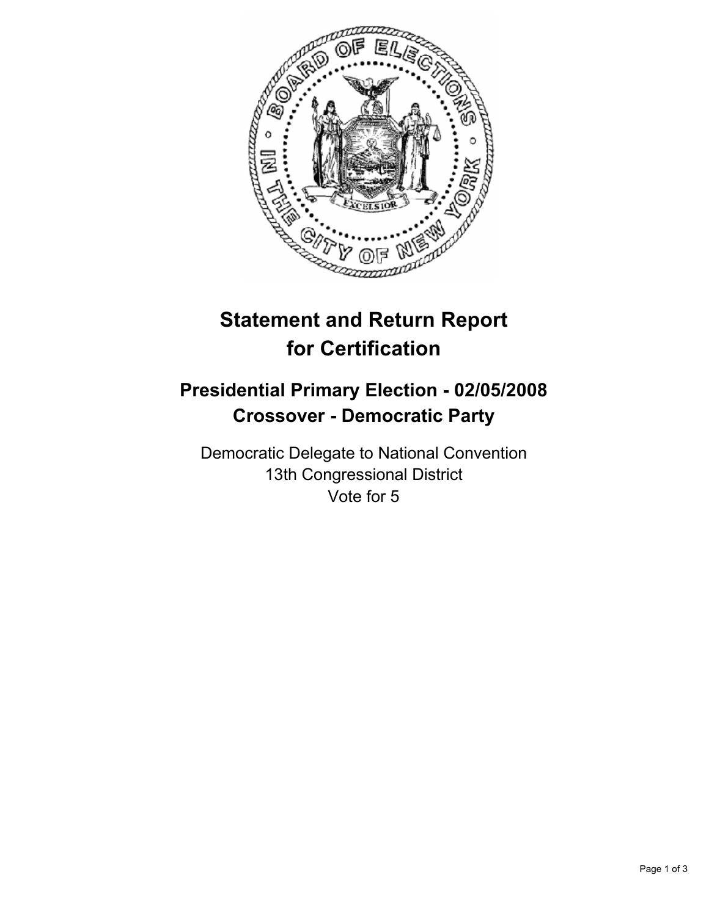# Statement and Return Report for Certification

## Presidential Primary Election - 02/05/2008
## Crossover - Democratic Party

Democratic Delegate to National Convention
13th Congressional District
Vote for 5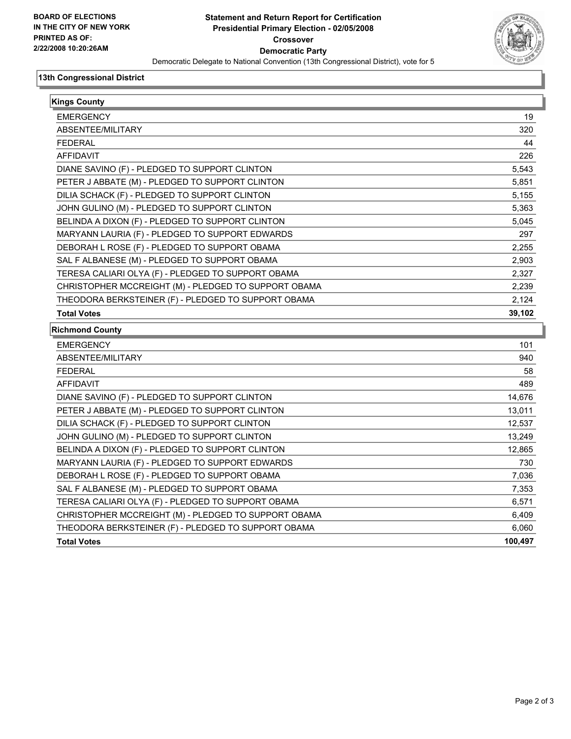**BOARD OF ELECTIONS IN THE CITY OF NEW YORK PRINTED AS OF: 2/22/2008 10:20:26AM**

# Statement and Return Report for Certification
## Presidential Primary Election - 02/05/2008
## Crossover
## Democratic Party
Democratic Delegate to National Convention (13th Congressional District), vote for 5

### 13th Congressional District

| Kings County | |
|---|---|
| EMERGENCY | 19 |
| ABSENTEE/MILITARY | 320 |
| FEDERAL | 44 |
| AFFIDAVIT | 226 |
| DIANE SAVINO (F) - PLEDGED TO SUPPORT CLINTON | 5,543 |
| PETER J ABBATE (M) - PLEDGED TO SUPPORT CLINTON | 5,851 |
| DILIA SCHACK (F) - PLEDGED TO SUPPORT CLINTON | 5,155 |
| JOHN GULINO (M) - PLEDGED TO SUPPORT CLINTON | 5,363 |
| BELINDA A DIXON (F) - PLEDGED TO SUPPORT CLINTON | 5,045 |
| MARYANN LAURIA (F) - PLEDGED TO SUPPORT EDWARDS | 297 |
| DEBORAH L ROSE (F) - PLEDGED TO SUPPORT OBAMA | 2,255 |
| SAL F ALBANESE (M) - PLEDGED TO SUPPORT OBAMA | 2,903 |
| TERESA CALIARI OLYA (F) - PLEDGED TO SUPPORT OBAMA | 2,327 |
| CHRISTOPHER MCCREIGHT (M) - PLEDGED TO SUPPORT OBAMA | 2,239 |
| THEODORA BERKSTEINER (F) - PLEDGED TO SUPPORT OBAMA | 2,124 |
| **Total Votes** | **39,102** |

| Richmond County | |
|---|---|
| EMERGENCY | 101 |
| ABSENTEE/MILITARY | 940 |
| FEDERAL | 58 |
| AFFIDAVIT | 489 |
| DIANE SAVINO (F) - PLEDGED TO SUPPORT CLINTON | 14,676 |
| PETER J ABBATE (M) - PLEDGED TO SUPPORT CLINTON | 13,011 |
| DILIA SCHACK (F) - PLEDGED TO SUPPORT CLINTON | 12,537 |
| JOHN GULINO (M) - PLEDGED TO SUPPORT CLINTON | 13,249 |
| BELINDA A DIXON (F) - PLEDGED TO SUPPORT CLINTON | 12,865 |
| MARYANN LAURIA (F) - PLEDGED TO SUPPORT EDWARDS | 730 |
| DEBORAH L ROSE (F) - PLEDGED TO SUPPORT OBAMA | 7,036 |
| SAL F ALBANESE (M) - PLEDGED TO SUPPORT OBAMA | 7,353 |
| TERESA CALIARI OLYA (F) - PLEDGED TO SUPPORT OBAMA | 6,571 |
| CHRISTOPHER MCCREIGHT (M) - PLEDGED TO SUPPORT OBAMA | 6,409 |
| THEODORA BERKSTEINER (F) - PLEDGED TO SUPPORT OBAMA | 6,060 |
| **Total Votes** | **100,497** |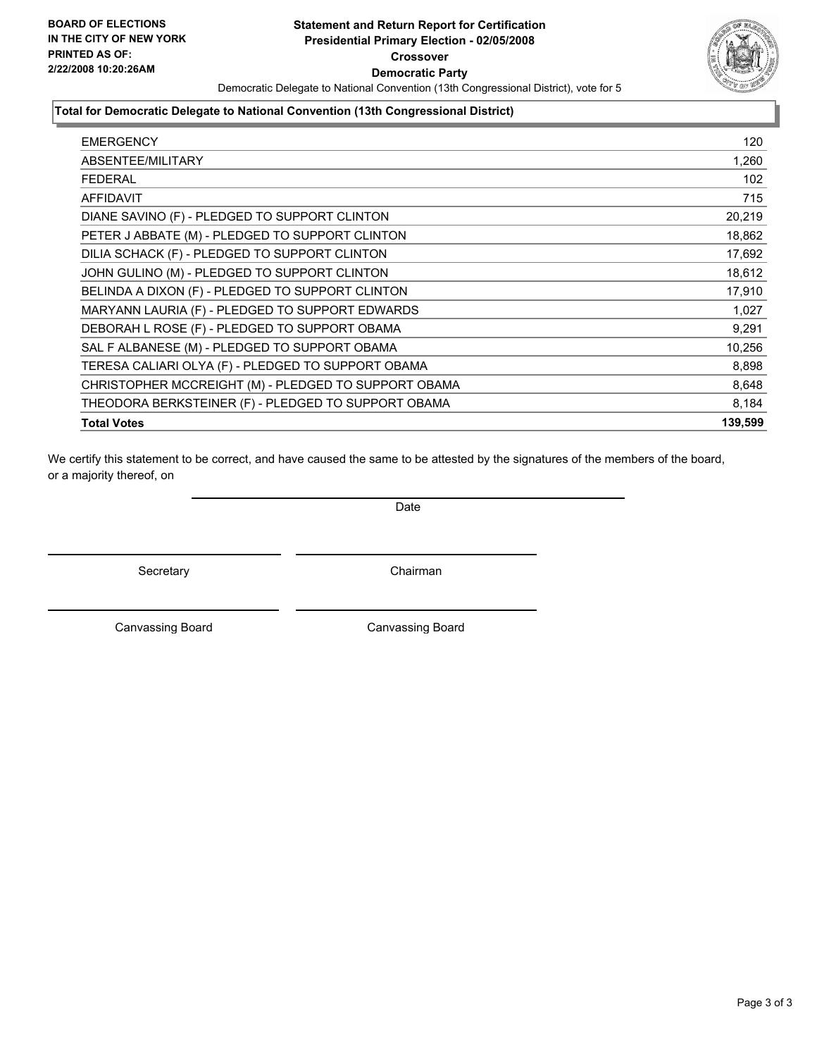**BOARD OF ELECTIONS IN THE CITY OF NEW YORK PRINTED AS OF: 2/22/2008 10:20:26AM**

**Statement and Return Report for Certification**
**Presidential Primary Election - 02/05/2008**
**Crossover**
**Democratic Party**

Democratic Delegate to National Convention (13th Congressional District), vote for 5

**Total for Democratic Delegate to National Convention (13th Congressional District)**

| | |
|---|---|
| EMERGENCY | 120 |
| ABSENTEE/MILITARY | 1,260 |
| FEDERAL | 102 |
| AFFIDAVIT | 715 |
| DIANE SAVINO (F) - PLEDGED TO SUPPORT CLINTON | 20,219 |
| PETER J ABBATE (M) - PLEDGED TO SUPPORT CLINTON | 18,862 |
| DILIA SCHACK (F) - PLEDGED TO SUPPORT CLINTON | 17,692 |
| JOHN GULINO (M) - PLEDGED TO SUPPORT CLINTON | 18,612 |
| BELINDA A DIXON (F) - PLEDGED TO SUPPORT CLINTON | 17,910 |
| MARYANN LAURIA (F) - PLEDGED TO SUPPORT EDWARDS | 1,027 |
| DEBORAH L ROSE (F) - PLEDGED TO SUPPORT OBAMA | 9,291 |
| SAL F ALBANESE (M) - PLEDGED TO SUPPORT OBAMA | 10,256 |
| TERESA CALIARI OLYA (F) - PLEDGED TO SUPPORT OBAMA | 8,898 |
| CHRISTOPHER MCCREIGHT (M) - PLEDGED TO SUPPORT OBAMA | 8,648 |
| THEODORA BERKSTEINER (F) - PLEDGED TO SUPPORT OBAMA | 8,184 |
| **Total Votes** | **139,599** |

We certify this statement to be correct, and have caused the same to be attested by the signatures of the members of the board, or a majority thereof, on

Date

Secretary

Chairman

Canvassing Board

Canvassing Board